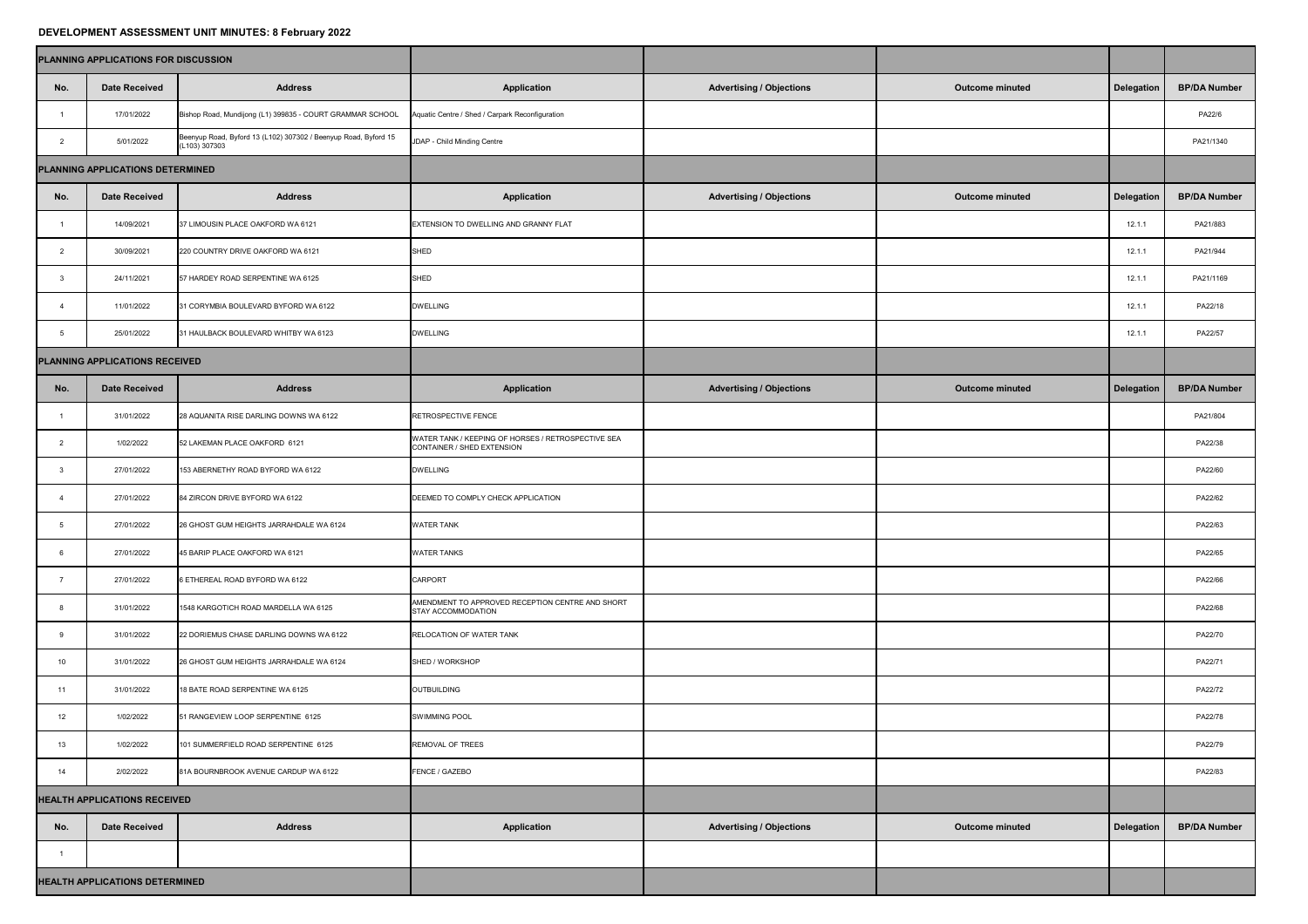## DEVELOPMENT ASSESSMENT UNIT MINUTES: 8 February 2022

**PLANNING APPLICATIONS FOR DISCUSSION**

| No. | Date Received | Address | Application | Advertising / Objections | Outcome minuted | Delegation | BP/DA Number |
|---|---|---|---|---|---|---|---|
| 1 | 17/01/2022 | Bishop Road, Mundijong (L1) 399835 - COURT GRAMMAR SCHOOL | Aquatic Centre / Shed / Carpark Reconfiguration | | | | PA22/6 |
| 2 | 5/01/2022 | Beenyup Road, Byford 13 (L102) 307302 / Beenyup Road, Byford 15 (L103) 307303 | JDAP - Child Minding Centre | | | | PA21/1340 |

**PLANNING APPLICATIONS DETERMINED**

| No. | Date Received | Address | Application | Advertising / Objections | Outcome minuted | Delegation | BP/DA Number |
|---|---|---|---|---|---|---|---|
| 1 | 14/09/2021 | 37 LIMOUSIN PLACE OAKFORD WA 6121 | EXTENSION TO DWELLING AND GRANNY FLAT | | | 12.1.1 | PA21/883 |
| 2 | 30/09/2021 | 220 COUNTRY DRIVE OAKFORD WA 6121 | SHED | | | 12.1.1 | PA21/944 |
| 3 | 24/11/2021 | 57 HARDEY ROAD SERPENTINE WA 6125 | SHED | | | 12.1.1 | PA21/1169 |
| 4 | 11/01/2022 | 31 CORYMBIA BOULEVARD BYFORD WA 6122 | DWELLING | | | 12.1.1 | PA22/18 |
| 5 | 25/01/2022 | 31 HAULBACK BOULEVARD WHITBY WA 6123 | DWELLING | | | 12.1.1 | PA22/57 |

**PLANNING APPLICATIONS RECEIVED**

| No. | Date Received | Address | Application | Advertising / Objections | Outcome minuted | Delegation | BP/DA Number |
|---|---|---|---|---|---|---|---|
| 1 | 31/01/2022 | 28 AQUANITA RISE DARLING DOWNS WA 6122 | RETROSPECTIVE FENCE | | | | PA21/804 |
| 2 | 1/02/2022 | 52 LAKEMAN PLACE OAKFORD 6121 | WATER TANK / KEEPING OF HORSES / RETROSPECTIVE SEA CONTAINER / SHED EXTENSION | | | | PA22/38 |
| 3 | 27/01/2022 | 153 ABERNETHY ROAD BYFORD WA 6122 | DWELLING | | | | PA22/60 |
| 4 | 27/01/2022 | 84 ZIRCON DRIVE BYFORD WA 6122 | DEEMED TO COMPLY CHECK APPLICATION | | | | PA22/62 |
| 5 | 27/01/2022 | 26 GHOST GUM HEIGHTS JARRAHDALE WA 6124 | WATER TANK | | | | PA22/63 |
| 6 | 27/01/2022 | 45 BARIP PLACE OAKFORD WA 6121 | WATER TANKS | | | | PA22/65 |
| 7 | 27/01/2022 | 6 ETHEREAL ROAD BYFORD WA 6122 | CARPORT | | | | PA22/66 |
| 8 | 31/01/2022 | 1548 KARGOTICH ROAD MARDELLA WA 6125 | AMENDMENT TO APPROVED RECEPTION CENTRE AND SHORT STAY ACCOMMODATION | | | | PA22/68 |
| 9 | 31/01/2022 | 22 DORIEMUS CHASE DARLING DOWNS WA 6122 | RELOCATION OF WATER TANK | | | | PA22/70 |
| 10 | 31/01/2022 | 26 GHOST GUM HEIGHTS JARRAHDALE WA 6124 | SHED / WORKSHOP | | | | PA22/71 |
| 11 | 31/01/2022 | 18 BATE ROAD SERPENTINE WA 6125 | OUTBUILDING | | | | PA22/72 |
| 12 | 1/02/2022 | 51 RANGEVIEW LOOP SERPENTINE 6125 | SWIMMING POOL | | | | PA22/78 |
| 13 | 1/02/2022 | 101 SUMMERFIELD ROAD SERPENTINE 6125 | REMOVAL OF TREES | | | | PA22/79 |
| 14 | 2/02/2022 | 81A BOURNBROOK AVENUE CARDUP WA 6122 | FENCE / GAZEBO | | | | PA22/83 |

**HEALTH APPLICATIONS RECEIVED**

| No. | Date Received | Address | Application | Advertising / Objections | Outcome minuted | Delegation | BP/DA Number |
|---|---|---|---|---|---|---|---|
| 1 | | | | | | | |

**HEALTH APPLICATIONS DETERMINED**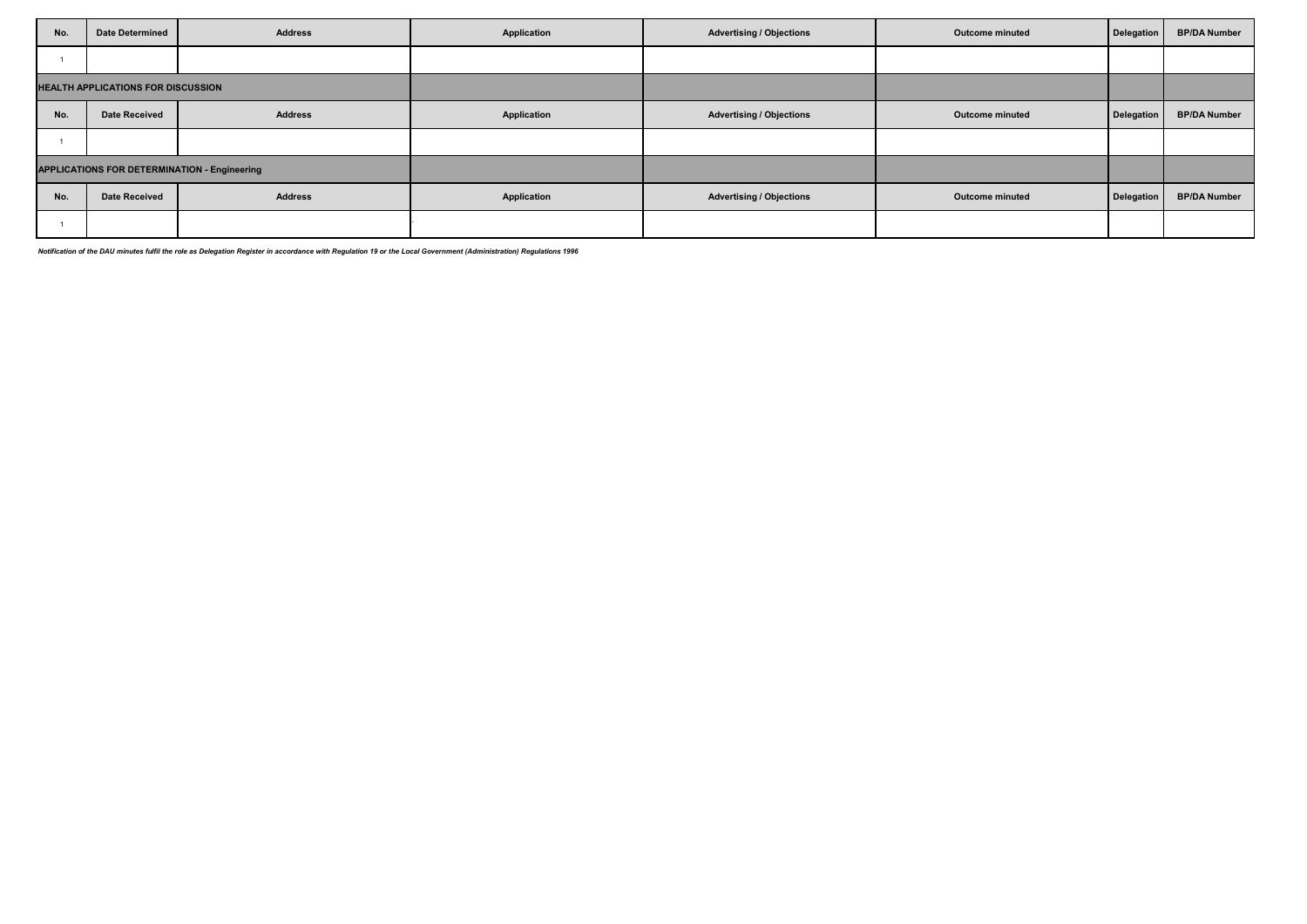| No. | Date Determined | Address | Application | Advertising / Objections | Outcome minuted | Delegation | BP/DA Number |
|---|---|---|---|---|---|---|---|
| 1 | | | | | | | |

**HEALTH APPLICATIONS FOR DISCUSSION**

| No. | Date Received | Address | Application | Advertising / Objections | Outcome minuted | Delegation | BP/DA Number |
|---|---|---|---|---|---|---|---|
| 1 | | | | | | | |

**APPLICATIONS FOR DETERMINATION - Engineering**

| No. | Date Received | Address | Application | Advertising / Objections | Outcome minuted | Delegation | BP/DA Number |
|---|---|---|---|---|---|---|---|
| 1 | | | | | | | |

***Notification of the DAU minutes fulfil the role as Delegation Register in accordance with Regulation 19 or the Local Government (Administration) Regulations 1996***